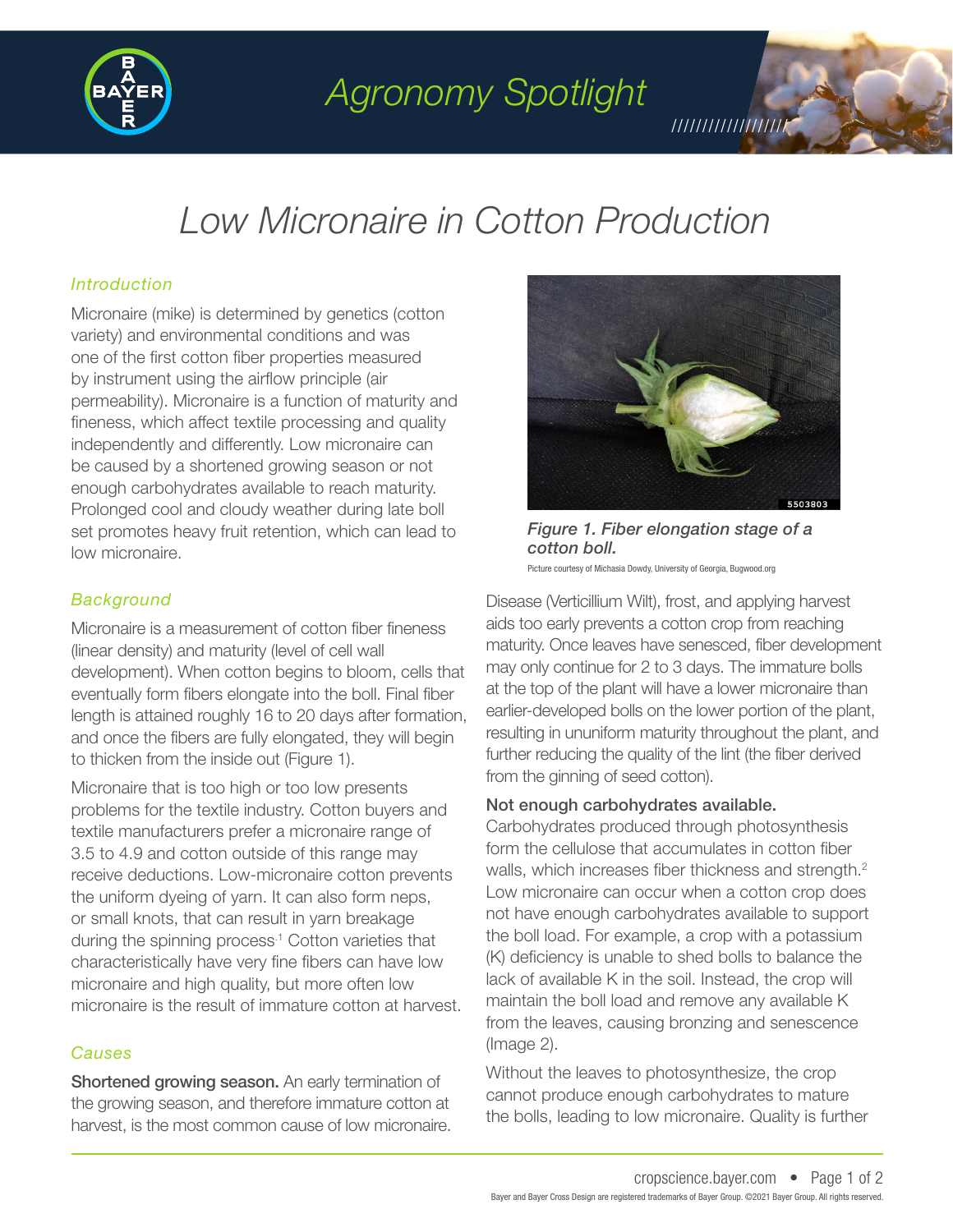# Low Micronaire in Cotton Production

## Introduction

Micronaire (mike) is determined by genetics (cotton variety) and environmental conditions and was one of the first cotton fiber properties measured by instrument using the airflow principle (air permeability). Micronaire is a function of maturity and fineness, which affect textile processing and quality independently and differently. Low micronaire can be caused by a shortened growing season or not enough carbohydrates available to reach maturity. Prolonged cool and cloudy weather during late boll set promotes heavy fruit retention, which can lead to low micronaire.

## Background

Micronaire is a measurement of cotton fiber fineness (linear density) and maturity (level of cell wall development). When cotton begins to bloom, cells that eventually form fibers elongate into the boll. Final fiber length is attained roughly 16 to 20 days after formation, and once the fibers are fully elongated, they will begin to thicken from the inside out (Figure 1).

Micronaire that is too high or too low presents problems for the textile industry. Cotton buyers and textile manufacturers prefer a micronaire range of 3.5 to 4.9 and cotton outside of this range may receive deductions. Low-micronaire cotton prevents the uniform dyeing of yarn. It can also form neps, or small knots, that can result in yarn breakage during the spinning process.[1] Cotton varieties that characteristically have very fine fibers can have low micronaire and high quality, but more often low micronaire is the result of immature cotton at harvest.

*Figure 1. Fiber elongation stage of a cotton boll.*

Picture courtesy of Michasia Dowdy, University of Georgia, Bugwood.org

## Causes

**Shortened growing season.** An early termination of the growing season, and therefore immature cotton at harvest, is the most common cause of low micronaire. Disease (Verticillium Wilt), frost, and applying harvest aids too early prevents a cotton crop from reaching maturity. Once leaves have senesced, fiber development may only continue for 2 to 3 days. The immature bolls at the top of the plant will have a lower micronaire than earlier-developed bolls on the lower portion of the plant, resulting in ununiform maturity throughout the plant, and further reducing the quality of the lint (the fiber derived from the ginning of seed cotton).

**Not enough carbohydrates available.** Carbohydrates produced through photosynthesis form the cellulose that accumulates in cotton fiber walls, which increases fiber thickness and strength.[2] Low micronaire can occur when a cotton crop does not have enough carbohydrates available to support the boll load. For example, a crop with a potassium (K) deficiency is unable to shed bolls to balance the lack of available K in the soil. Instead, the crop will maintain the boll load and remove any available K from the leaves, causing bronzing and senescence (Image 2).

Without the leaves to photosynthesize, the crop cannot produce enough carbohydrates to mature the bolls, leading to low micronaire. Quality is further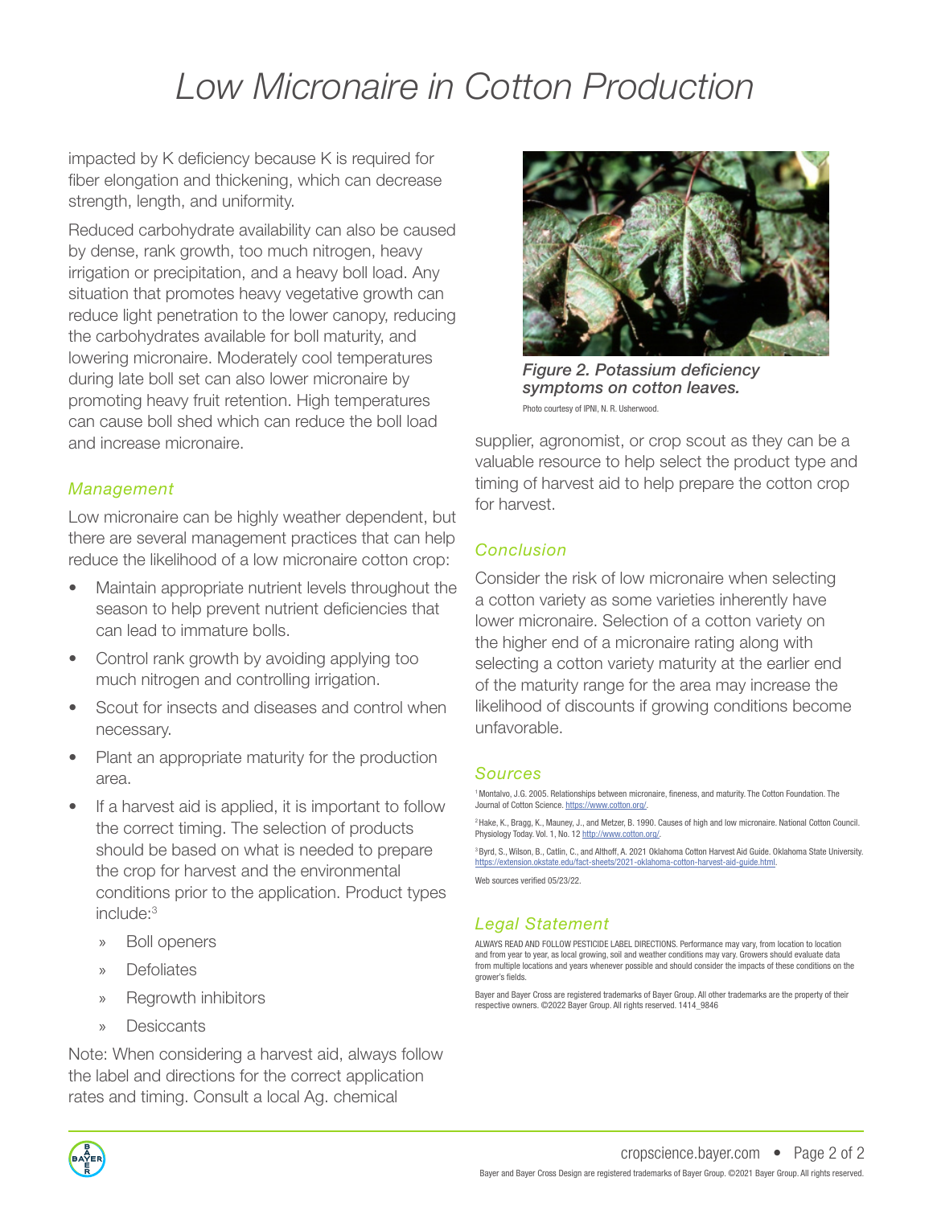# Low Micronaire in Cotton Production

impacted by K deficiency because K is required for fiber elongation and thickening, which can decrease strength, length, and uniformity.

Reduced carbohydrate availability can also be caused by dense, rank growth, too much nitrogen, heavy irrigation or precipitation, and a heavy boll load. Any situation that promotes heavy vegetative growth can reduce light penetration to the lower canopy, reducing the carbohydrates available for boll maturity, and lowering micronaire. Moderately cool temperatures during late boll set can also lower micronaire by promoting heavy fruit retention. High temperatures can cause boll shed which can reduce the boll load and increase micronaire.

*Figure 2. Potassium deficiency symptoms on cotton leaves.*

Photo courtesy of IPNI, N. R. Usherwood.

## Management

Low micronaire can be highly weather dependent, but there are several management practices that can help reduce the likelihood of a low micronaire cotton crop:

- Maintain appropriate nutrient levels throughout the season to help prevent nutrient deficiencies that can lead to immature bolls.
- Control rank growth by avoiding applying too much nitrogen and controlling irrigation.
- Scout for insects and diseases and control when necessary.
- Plant an appropriate maturity for the production area.
- If a harvest aid is applied, it is important to follow the correct timing. The selection of products should be based on what is needed to prepare the crop for harvest and the environmental conditions prior to the application. Product types include:[3]
  - Boll openers
  - Defoliates
  - Regrowth inhibitors
  - Desiccants

Note: When considering a harvest aid, always follow the label and directions for the correct application rates and timing. Consult a local Ag. chemical supplier, agronomist, or crop scout as they can be a valuable resource to help select the product type and timing of harvest aid to help prepare the cotton crop for harvest.

## Conclusion

Consider the risk of low micronaire when selecting a cotton variety as some varieties inherently have lower micronaire. Selection of a cotton variety on the higher end of a micronaire rating along with selecting a cotton variety maturity at the earlier end of the maturity range for the area may increase the likelihood of discounts if growing conditions become unfavorable.

## Sources

[1] Montalvo, J.G. 2005. Relationships between micronaire, fineness, and maturity. The Cotton Foundation. The Journal of Cotton Science. https://www.cotton.org/.

[2] Hake, K., Bragg, K., Mauney, J., and Metzer, B. 1990. Causes of high and low micronaire. National Cotton Council. Physiology Today. Vol. 1, No. 12 http://www.cotton.org/.

[3] Byrd, S., Wilson, B., Catlin, C., and Althoff, A. 2021 Oklahoma Cotton Harvest Aid Guide. Oklahoma State University. https://extension.okstate.edu/fact-sheets/2021-oklahoma-cotton-harvest-aid-guide.html.

Web sources verified 05/23/22.

## Legal Statement

ALWAYS READ AND FOLLOW PESTICIDE LABEL DIRECTIONS. Performance may vary, from location to location and from year to year, as local growing, soil and weather conditions may vary. Growers should evaluate data from multiple locations and years whenever possible and should consider the impacts of these conditions on the grower's fields.

Bayer and Bayer Cross are registered trademarks of Bayer Group. All other trademarks are the property of their respective owners. ©2022 Bayer Group. All rights reserved. 1414_9846